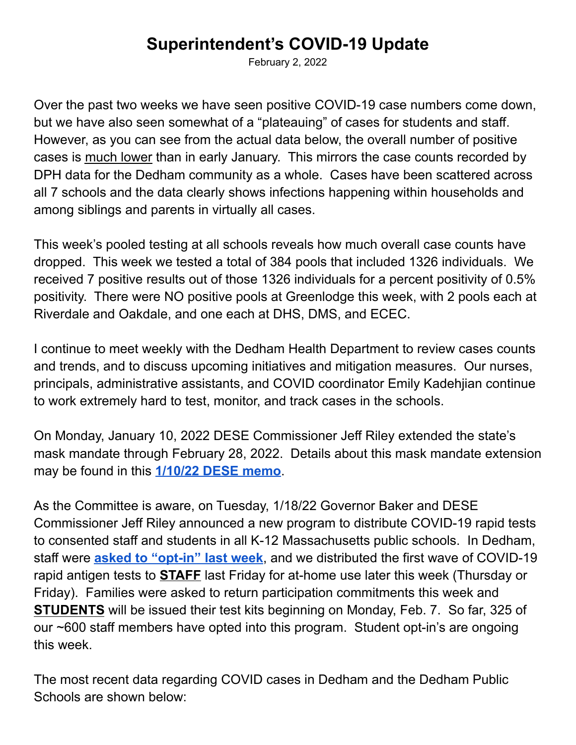# Superintendent's COVID-19 Update

February 2, 2022

Over the past two weeks we have seen positive COVID-19 case numbers come down, but we have also seen somewhat of a "plateauing" of cases for students and staff. However, as you can see from the actual data below, the overall number of positive cases is <u>much lower</u> than in early January. This mirrors the case counts recorded by DPH data for the Dedham community as a whole. Cases have been scattered across all 7 schools and the data clearly shows infections happening within households and among siblings and parents in virtually all cases.

This week's pooled testing at all schools reveals how much overall case counts have dropped. This week we tested a total of 384 pools that included 1326 individuals. We received 7 positive results out of those 1326 individuals for a percent positivity of 0.5% positivity. There were NO positive pools at Greenlodge this week, with 2 pools each at Riverdale and Oakdale, and one each at DHS, DMS, and ECEC.

I continue to meet weekly with the Dedham Health Department to review cases counts and trends, and to discuss upcoming initiatives and mitigation measures. Our nurses, principals, administrative assistants, and COVID coordinator Emily Kadehjian continue to work extremely hard to test, monitor, and track cases in the schools.

On Monday, January 10, 2022 DESE Commissioner Jeff Riley extended the state's mask mandate through February 28, 2022. Details about this mask mandate extension may be found in this **1/10/22 DESE memo**.

As the Committee is aware, on Tuesday, 1/18/22 Governor Baker and DESE Commissioner Jeff Riley announced a new program to distribute COVID-19 rapid tests to consented staff and students in all K-12 Massachusetts public schools. In Dedham, staff were **asked to "opt-in" last week**, and we distributed the first wave of COVID-19 rapid antigen tests to **<u>STAFF</u>** last Friday for at-home use later this week (Thursday or Friday). Families were asked to return participation commitments this week and **<u>STUDENTS</u>** will be issued their test kits beginning on Monday, Feb. 7. So far, 325 of our ~600 staff members have opted into this program. Student opt-in's are ongoing this week.

The most recent data regarding COVID cases in Dedham and the Dedham Public Schools are shown below: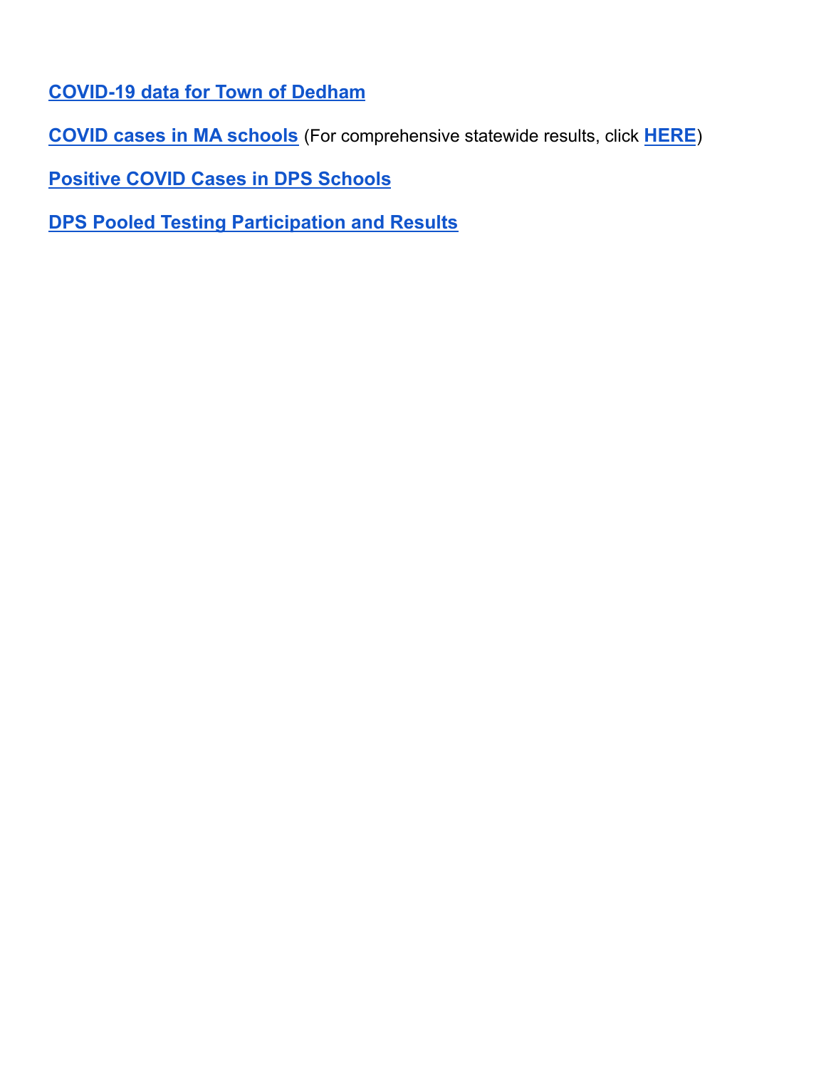**COVID-19 data for Town of Dedham**

**COVID cases in MA schools** (For comprehensive statewide results, click **HERE**)

**Positive COVID Cases in DPS Schools**

**DPS Pooled Testing Participation and Results**